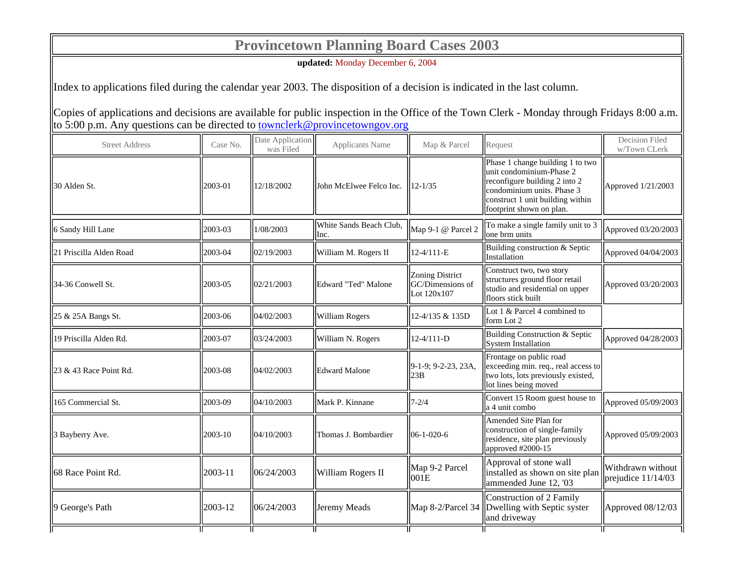# Provincetown Planning Board Cases 2003

**updated:** Monday December 6, 2004

Index to applications filed during the calendar year 2003. The disposition of a decision is indicated in the last column.

Copies of applications and decisions are available for public inspection in the Office of the Town Clerk - Monday through Fridays 8:00 a.m. to 5:00 p.m. Any questions can be directed to townclerk@provincetowngov.org

| Street Address | Case No. | Date Application was Filed | Applicants Name | Map & Parcel | Request | Decision Filed w/Town CLerk |
|---|---|---|---|---|---|---|
| 30 Alden St. | 2003-01 | 12/18/2002 | John McElwee Felco Inc. | 12-1/35 | Phase 1 change building 1 to two unit condominium-Phase 2 reconfigure building 2 into 2 condominium units. Phase 3 construct 1 unit building within footprint shown on plan. | Approved 1/21/2003 |
| 6 Sandy Hill Lane | 2003-03 | 1/08/2003 | White Sands Beach Club, Inc. | Map 9-1 @ Parcel 2 | To make a single family unit to 3 one brm units | Approved 03/20/2003 |
| 21 Priscilla Alden Road | 2003-04 | 02/19/2003 | William M. Rogers II | 12-4/111-E | Building construction & Septic Installation | Approved 04/04/2003 |
| 34-36 Conwell St. | 2003-05 | 02/21/2003 | Edward "Ted" Malone | Zoning District GC/Dimensions of Lot 120x107 | Construct two, two story structures ground floor retail studio and residential on upper floors stick built | Approved 03/20/2003 |
| 25 & 25A Bangs St. | 2003-06 | 04/02/2003 | William Rogers | 12-4/135 & 135D | Lot 1 & Parcel 4 combined to form Lot 2 | |
| 19 Priscilla Alden Rd. | 2003-07 | 03/24/2003 | William N. Rogers | 12-4/111-D | Building Construction & Septic System Installation | Approved 04/28/2003 |
| 23 & 43 Race Point Rd. | 2003-08 | 04/02/2003 | Edward Malone | 9-1-9; 9-2-23, 23A, 23B | Frontage on public road exceeding min. req., real access to two lots, lots previously existed, lot lines being moved | |
| 165 Commercial St. | 2003-09 | 04/10/2003 | Mark P. Kinnane | 7-2/4 | Convert 15 Room guest house to a 4 unit combo | Approved 05/09/2003 |
| 3 Bayberry Ave. | 2003-10 | 04/10/2003 | Thomas J. Bombardier | 06-1-020-6 | Amended Site Plan for construction of single-family residence, site plan previously approved #2000-15 | Approved 05/09/2003 |
| 68 Race Point Rd. | 2003-11 | 06/24/2003 | William Rogers II | Map 9-2 Parcel 001E | Approval of stone wall installed as shown on site plan ammended June 12, '03 | Withdrawn without prejudice 11/14/03 |
| 9 George's Path | 2003-12 | 06/24/2003 | Jeremy Meads | Map 8-2/Parcel 34 | Construction of 2 Family Dwelling with Septic syster and driveway | Approved 08/12/03 |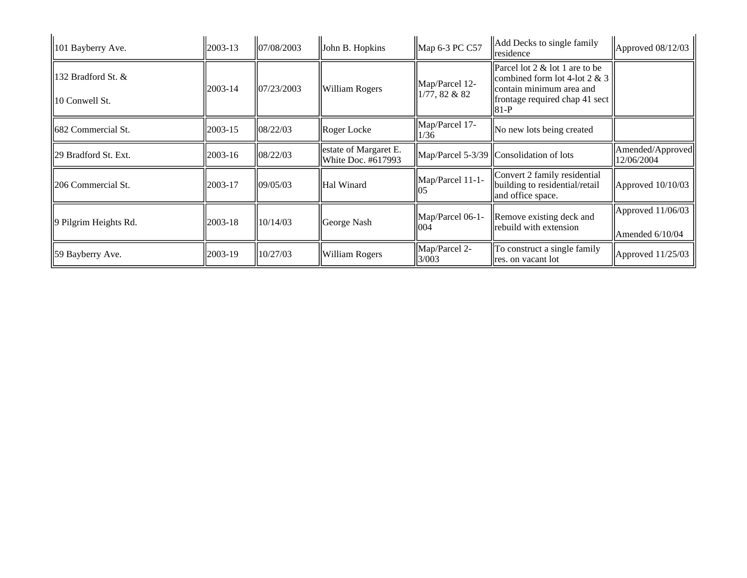| | | | | | | |
|---|---|---|---|---|---|---|
| 101 Bayberry Ave. | 2003-13 | 07/08/2003 | John B. Hopkins | Map 6-3 PC C57 | Add Decks to single family residence | Approved 08/12/03 |
| 132 Bradford St. & 10 Conwell St. | 2003-14 | 07/23/2003 | William Rogers | Map/Parcel 12-1/77, 82 & 82 | Parcel lot 2 & lot 1 are to be combined form lot 4-lot 2 & 3 contain minimum area and frontage required chap 41 sect 81-P | |
| 682 Commercial St. | 2003-15 | 08/22/03 | Roger Locke | Map/Parcel 17-1/36 | No new lots being created | |
| 29 Bradford St. Ext. | 2003-16 | 08/22/03 | estate of Margaret E. White Doc. #617993 | Map/Parcel 5-3/39 | Consolidation of lots | Amended/Approved 12/06/2004 |
| 206 Commercial St. | 2003-17 | 09/05/03 | Hal Winard | Map/Parcel 11-1-05 | Convert 2 family residential building to residential/retail and office space. | Approved 10/10/03 |
| 9 Pilgrim Heights Rd. | 2003-18 | 10/14/03 | George Nash | Map/Parcel 06-1-004 | Remove existing deck and rebuild with extension | Approved 11/06/03 Amended 6/10/04 |
| 59 Bayberry Ave. | 2003-19 | 10/27/03 | William Rogers | Map/Parcel 2-3/003 | To construct a single family res. on vacant lot | Approved 11/25/03 |